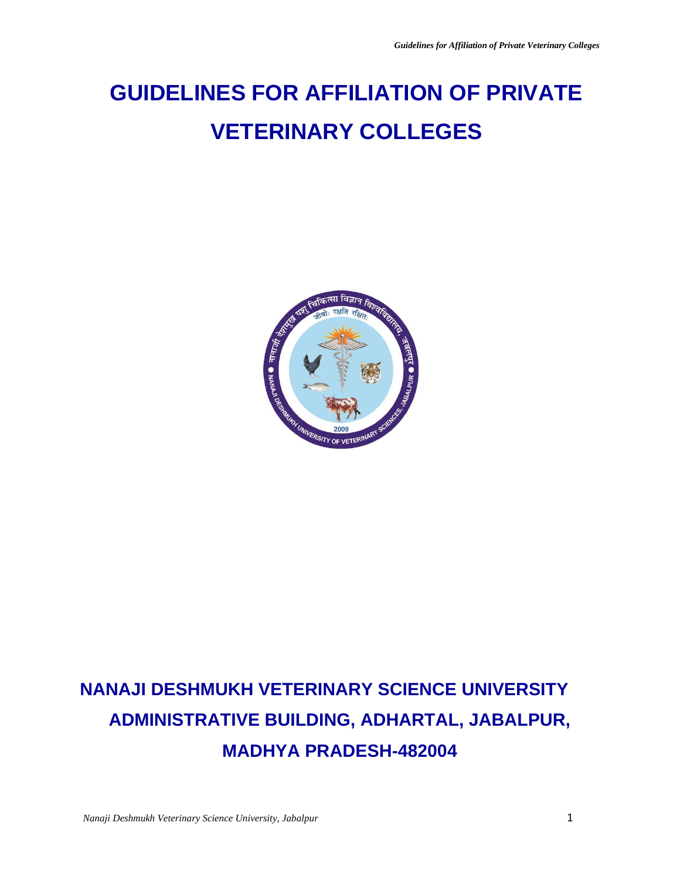# GUIDELINES FOR AFFILIATION OF PRIVATE VETERINARY COLLEGES

**NANAJI DESHMUKH VETERINARY SCIENCE UNIVERSITY**

**ADMINISTRATIVE BUILDING, ADHARTAL, JABALPUR,**

**MADHYA PRADESH-482004**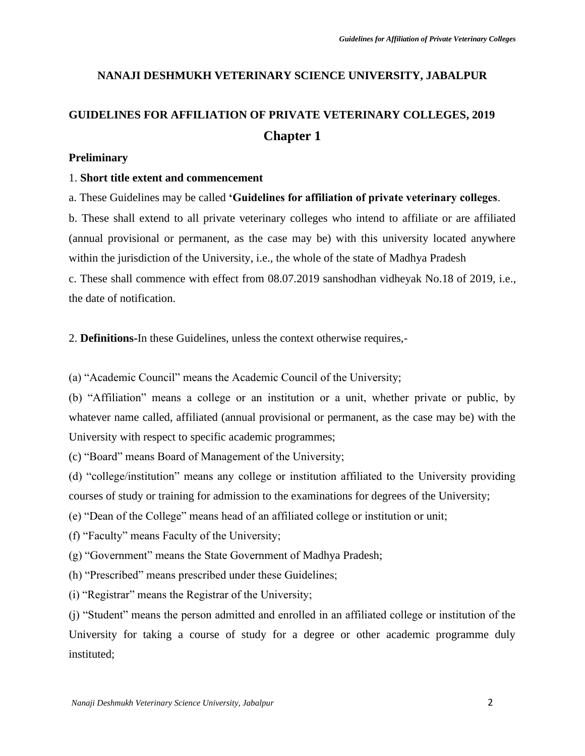**NANAJI DESHMUKH VETERINARY SCIENCE UNIVERSITY, JABALPUR**

# GUIDELINES FOR AFFILIATION OF PRIVATE VETERINARY COLLEGES, 2019

## Chapter 1

### Preliminary

1. **Short title extent and commencement**

a. These Guidelines may be called **'Guidelines for affiliation of private veterinary colleges**.

b. These shall extend to all private veterinary colleges who intend to affiliate or are affiliated (annual provisional or permanent, as the case may be) with this university located anywhere within the jurisdiction of the University, i.e., the whole of the state of Madhya Pradesh

c. These shall commence with effect from 08.07.2019 sanshodhan vidheyak No.18 of 2019, i.e., the date of notification.

2. **Definitions**-In these Guidelines, unless the context otherwise requires,-

(a) "Academic Council" means the Academic Council of the University;

(b) "Affiliation" means a college or an institution or a unit, whether private or public, by whatever name called, affiliated (annual provisional or permanent, as the case may be) with the University with respect to specific academic programmes;

(c) "Board" means Board of Management of the University;

(d) "college/institution" means any college or institution affiliated to the University providing courses of study or training for admission to the examinations for degrees of the University;

(e) "Dean of the College" means head of an affiliated college or institution or unit;

(f) "Faculty" means Faculty of the University;

(g) "Government" means the State Government of Madhya Pradesh;

(h) "Prescribed" means prescribed under these Guidelines;

(i) "Registrar" means the Registrar of the University;

(j) "Student" means the person admitted and enrolled in an affiliated college or institution of the University for taking a course of study for a degree or other academic programme duly instituted;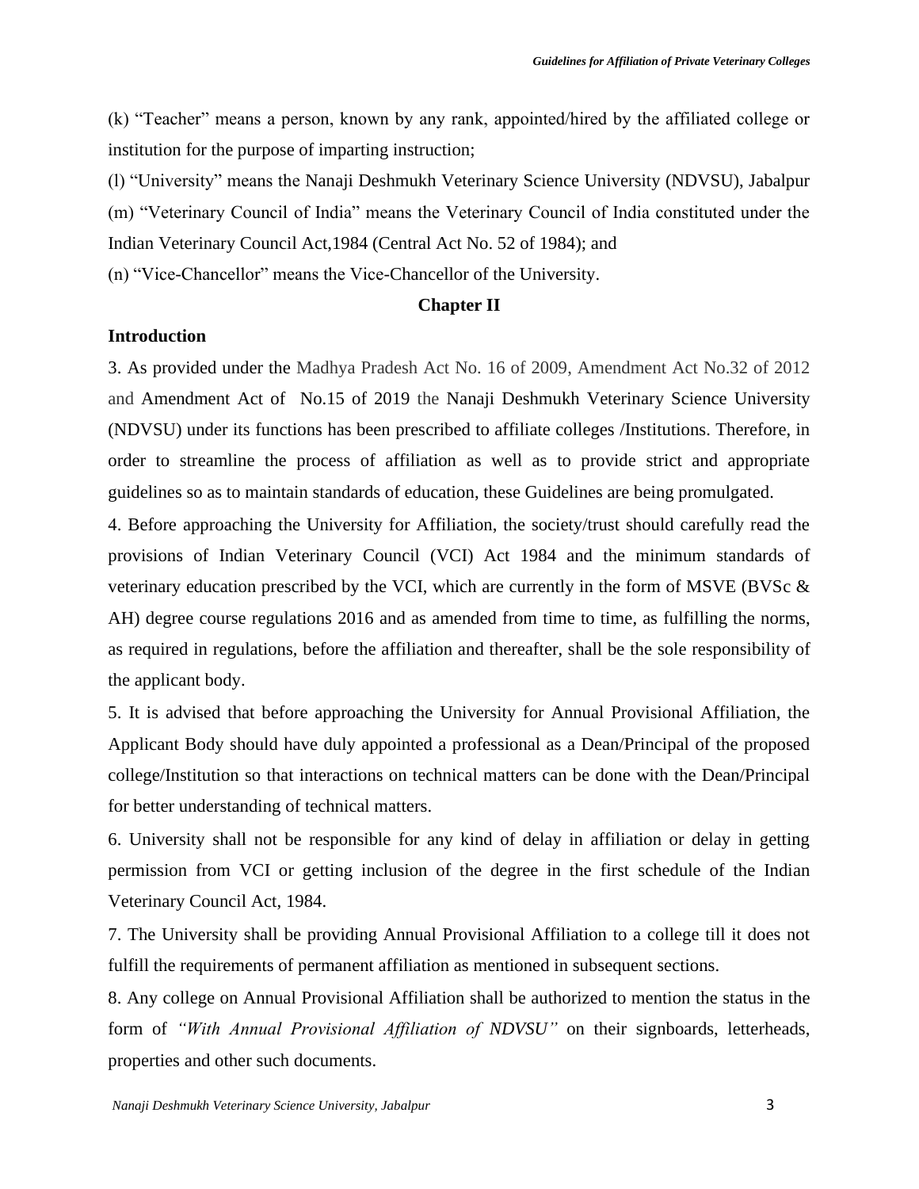(k) “Teacher” means a person, known by any rank, appointed/hired by the affiliated college or institution for the purpose of imparting instruction;

(l) “University” means the Nanaji Deshmukh Veterinary Science University (NDVSU), Jabalpur

(m) “Veterinary Council of India” means the Veterinary Council of India constituted under the Indian Veterinary Council Act,1984 (Central Act No. 52 of 1984); and

(n) “Vice-Chancellor” means the Vice-Chancellor of the University.

## Chapter II

### Introduction

3. As provided under the Madhya Pradesh Act No. 16 of 2009, Amendment Act No.32 of 2012 and Amendment Act of No.15 of 2019 the Nanaji Deshmukh Veterinary Science University (NDVSU) under its functions has been prescribed to affiliate colleges /Institutions. Therefore, in order to streamline the process of affiliation as well as to provide strict and appropriate guidelines so as to maintain standards of education, these Guidelines are being promulgated.

4. Before approaching the University for Affiliation, the society/trust should carefully read the provisions of Indian Veterinary Council (VCI) Act 1984 and the minimum standards of veterinary education prescribed by the VCI, which are currently in the form of MSVE (BVSc & AH) degree course regulations 2016 and as amended from time to time, as fulfilling the norms, as required in regulations, before the affiliation and thereafter, shall be the sole responsibility of the applicant body.

5. It is advised that before approaching the University for Annual Provisional Affiliation, the Applicant Body should have duly appointed a professional as a Dean/Principal of the proposed college/Institution so that interactions on technical matters can be done with the Dean/Principal for better understanding of technical matters.

6. University shall not be responsible for any kind of delay in affiliation or delay in getting permission from VCI or getting inclusion of the degree in the first schedule of the Indian Veterinary Council Act, 1984.

7. The University shall be providing Annual Provisional Affiliation to a college till it does not fulfill the requirements of permanent affiliation as mentioned in subsequent sections.

8. Any college on Annual Provisional Affiliation shall be authorized to mention the status in the form of *“With Annual Provisional Affiliation of NDVSU”* on their signboards, letterheads, properties and other such documents.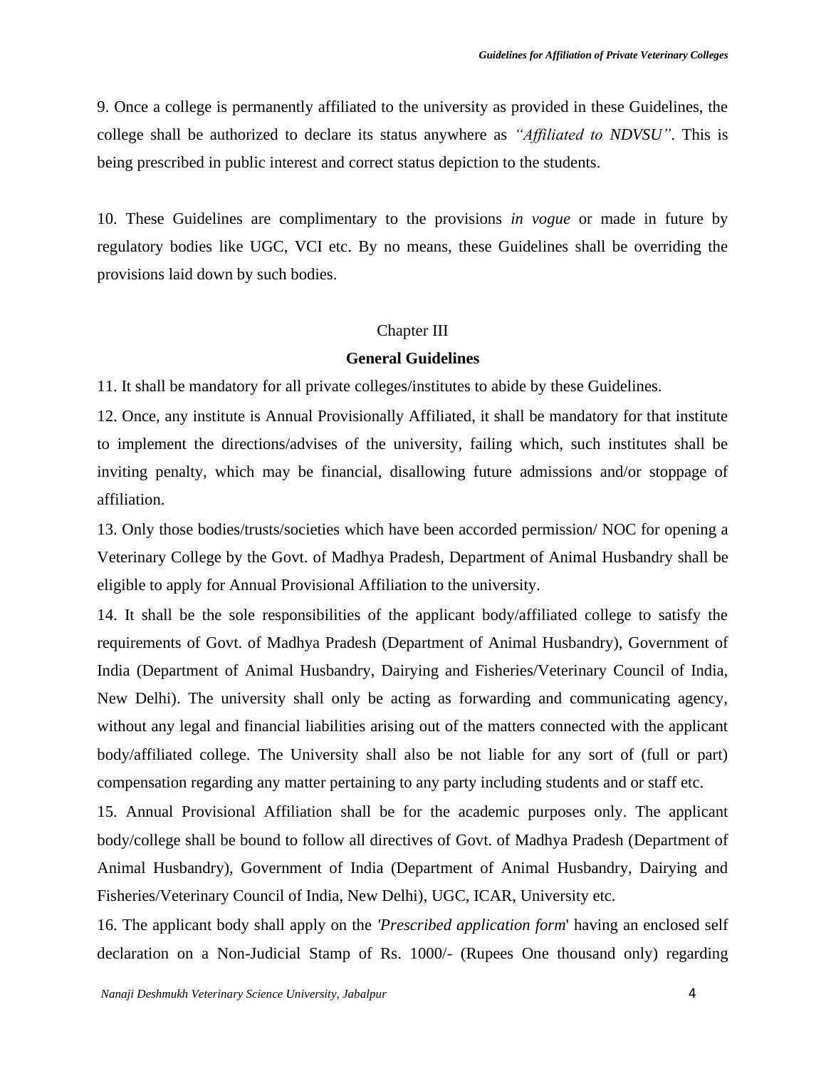9. Once a college is permanently affiliated to the university as provided in these Guidelines, the college shall be authorized to declare its status anywhere as *"Affiliated to NDVSU"*. This is being prescribed in public interest and correct status depiction to the students.

10. These Guidelines are complimentary to the provisions *in vogue* or made in future by regulatory bodies like UGC, VCI etc. By no means, these Guidelines shall be overriding the provisions laid down by such bodies.

## Chapter III

## General Guidelines

11. It shall be mandatory for all private colleges/institutes to abide by these Guidelines.

12. Once, any institute is Annual Provisionally Affiliated, it shall be mandatory for that institute to implement the directions/advises of the university, failing which, such institutes shall be inviting penalty, which may be financial, disallowing future admissions and/or stoppage of affiliation.

13. Only those bodies/trusts/societies which have been accorded permission/ NOC for opening a Veterinary College by the Govt. of Madhya Pradesh, Department of Animal Husbandry shall be eligible to apply for Annual Provisional Affiliation to the university.

14. It shall be the sole responsibilities of the applicant body/affiliated college to satisfy the requirements of Govt. of Madhya Pradesh (Department of Animal Husbandry), Government of India (Department of Animal Husbandry, Dairying and Fisheries/Veterinary Council of India, New Delhi). The university shall only be acting as forwarding and communicating agency, without any legal and financial liabilities arising out of the matters connected with the applicant body/affiliated college. The University shall also be not liable for any sort of (full or part) compensation regarding any matter pertaining to any party including students and or staff etc.

15. Annual Provisional Affiliation shall be for the academic purposes only. The applicant body/college shall be bound to follow all directives of Govt. of Madhya Pradesh (Department of Animal Husbandry), Government of India (Department of Animal Husbandry, Dairying and Fisheries/Veterinary Council of India, New Delhi), UGC, ICAR, University etc.

16. The applicant body shall apply on the '*Prescribed application form*' having an enclosed self declaration on a Non-Judicial Stamp of Rs. 1000/- (Rupees One thousand only) regarding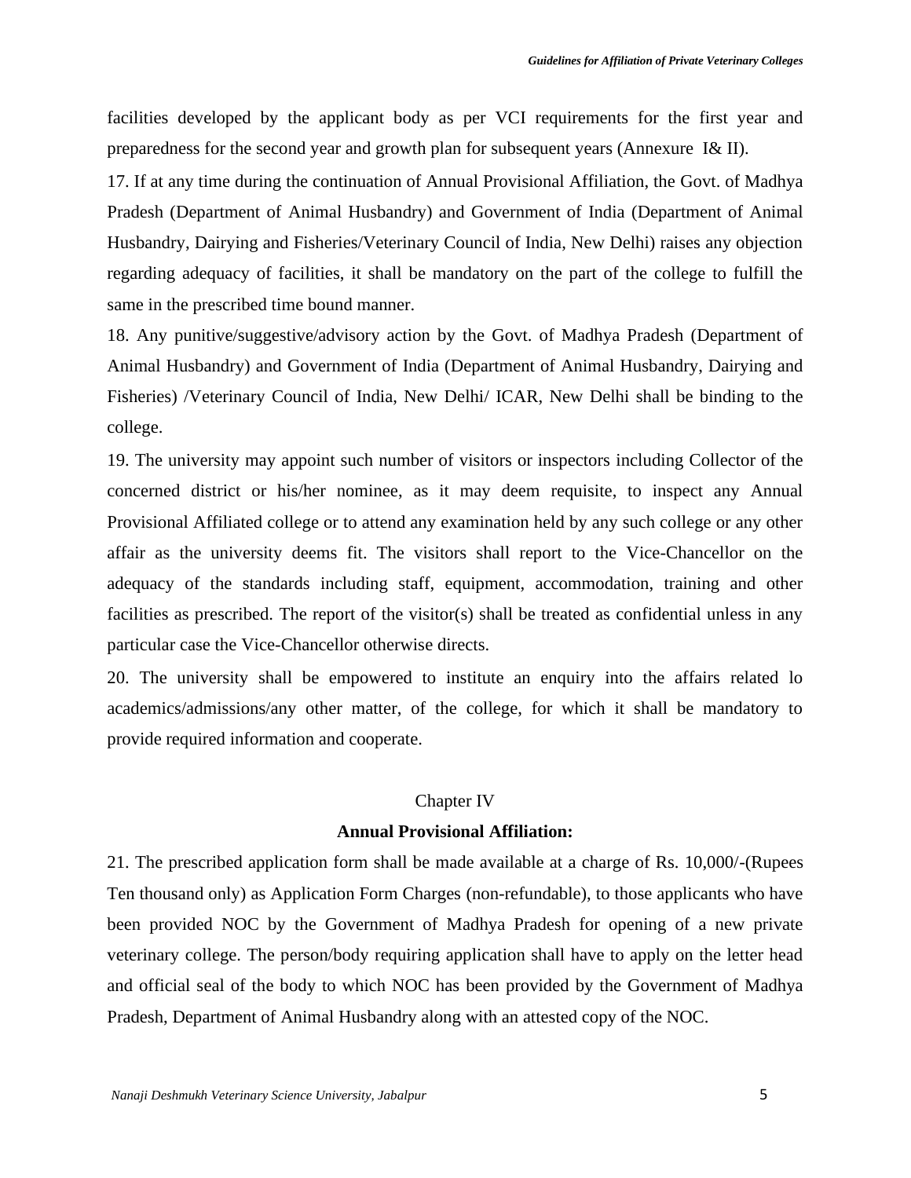facilities developed by the applicant body as per VCI requirements for the first year and preparedness for the second year and growth plan for subsequent years (Annexure I& II).

17. If at any time during the continuation of Annual Provisional Affiliation, the Govt. of Madhya Pradesh (Department of Animal Husbandry) and Government of India (Department of Animal Husbandry, Dairying and Fisheries/Veterinary Council of India, New Delhi) raises any objection regarding adequacy of facilities, it shall be mandatory on the part of the college to fulfill the same in the prescribed time bound manner.

18. Any punitive/suggestive/advisory action by the Govt. of Madhya Pradesh (Department of Animal Husbandry) and Government of India (Department of Animal Husbandry, Dairying and Fisheries) /Veterinary Council of India, New Delhi/ ICAR, New Delhi shall be binding to the college.

19. The university may appoint such number of visitors or inspectors including Collector of the concerned district or his/her nominee, as it may deem requisite, to inspect any Annual Provisional Affiliated college or to attend any examination held by any such college or any other affair as the university deems fit. The visitors shall report to the Vice-Chancellor on the adequacy of the standards including staff, equipment, accommodation, training and other facilities as prescribed. The report of the visitor(s) shall be treated as confidential unless in any particular case the Vice-Chancellor otherwise directs.

20. The university shall be empowered to institute an enquiry into the affairs related lo academics/admissions/any other matter, of the college, for which it shall be mandatory to provide required information and cooperate.

## Chapter IV

### Annual Provisional Affiliation:

21. The prescribed application form shall be made available at a charge of Rs. 10,000/-(Rupees Ten thousand only) as Application Form Charges (non-refundable), to those applicants who have been provided NOC by the Government of Madhya Pradesh for opening of a new private veterinary college. The person/body requiring application shall have to apply on the letter head and official seal of the body to which NOC has been provided by the Government of Madhya Pradesh, Department of Animal Husbandry along with an attested copy of the NOC.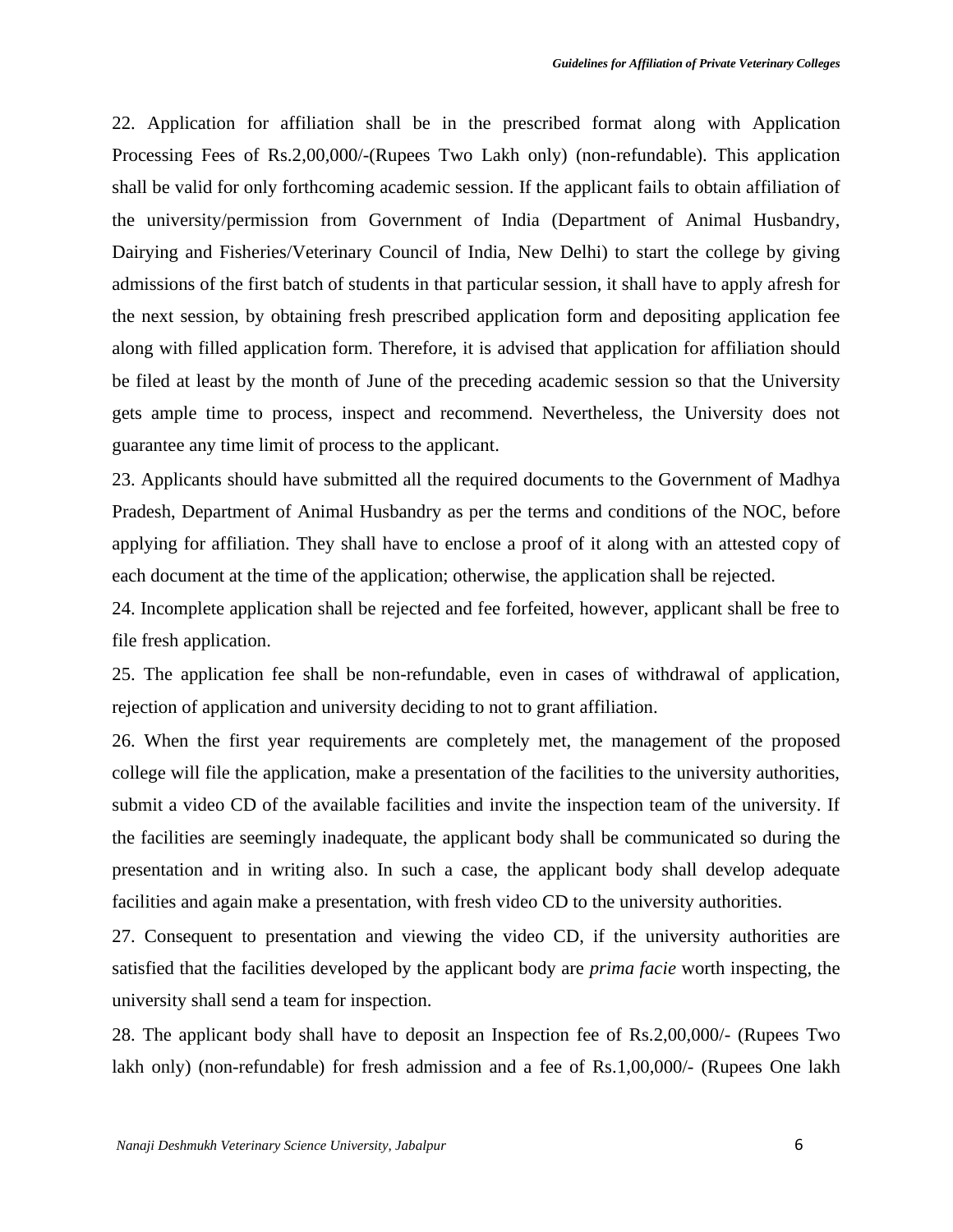22. Application for affiliation shall be in the prescribed format along with Application Processing Fees of Rs.2,00,000/-(Rupees Two Lakh only) (non-refundable). This application shall be valid for only forthcoming academic session. If the applicant fails to obtain affiliation of the university/permission from Government of India (Department of Animal Husbandry, Dairying and Fisheries/Veterinary Council of India, New Delhi) to start the college by giving admissions of the first batch of students in that particular session, it shall have to apply afresh for the next session, by obtaining fresh prescribed application form and depositing application fee along with filled application form. Therefore, it is advised that application for affiliation should be filed at least by the month of June of the preceding academic session so that the University gets ample time to process, inspect and recommend. Nevertheless, the University does not guarantee any time limit of process to the applicant.

23. Applicants should have submitted all the required documents to the Government of Madhya Pradesh, Department of Animal Husbandry as per the terms and conditions of the NOC, before applying for affiliation. They shall have to enclose a proof of it along with an attested copy of each document at the time of the application; otherwise, the application shall be rejected.

24. Incomplete application shall be rejected and fee forfeited, however, applicant shall be free to file fresh application.

25. The application fee shall be non-refundable, even in cases of withdrawal of application, rejection of application and university deciding to not to grant affiliation.

26. When the first year requirements are completely met, the management of the proposed college will file the application, make a presentation of the facilities to the university authorities, submit a video CD of the available facilities and invite the inspection team of the university. If the facilities are seemingly inadequate, the applicant body shall be communicated so during the presentation and in writing also. In such a case, the applicant body shall develop adequate facilities and again make a presentation, with fresh video CD to the university authorities.

27. Consequent to presentation and viewing the video CD, if the university authorities are satisfied that the facilities developed by the applicant body are *prima facie* worth inspecting, the university shall send a team for inspection.

28. The applicant body shall have to deposit an Inspection fee of Rs.2,00,000/- (Rupees Two lakh only) (non-refundable) for fresh admission and a fee of Rs.1,00,000/- (Rupees One lakh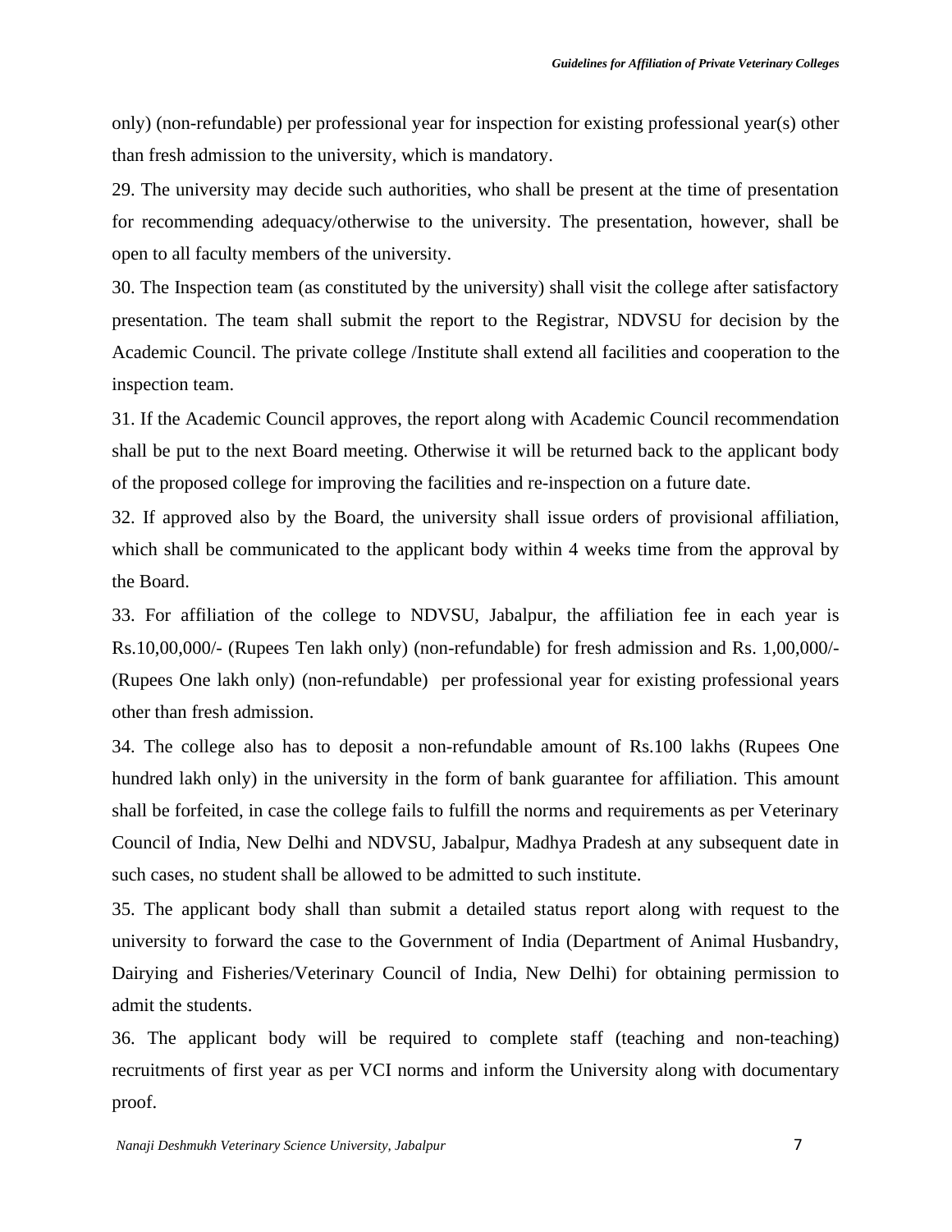only) (non-refundable) per professional year for inspection for existing professional year(s) other than fresh admission to the university, which is mandatory.

29. The university may decide such authorities, who shall be present at the time of presentation for recommending adequacy/otherwise to the university. The presentation, however, shall be open to all faculty members of the university.

30. The Inspection team (as constituted by the university) shall visit the college after satisfactory presentation. The team shall submit the report to the Registrar, NDVSU for decision by the Academic Council. The private college /Institute shall extend all facilities and cooperation to the inspection team.

31. If the Academic Council approves, the report along with Academic Council recommendation shall be put to the next Board meeting. Otherwise it will be returned back to the applicant body of the proposed college for improving the facilities and re-inspection on a future date.

32. If approved also by the Board, the university shall issue orders of provisional affiliation, which shall be communicated to the applicant body within 4 weeks time from the approval by the Board.

33. For affiliation of the college to NDVSU, Jabalpur, the affiliation fee in each year is Rs.10,00,000/- (Rupees Ten lakh only) (non-refundable) for fresh admission and Rs. 1,00,000/- (Rupees One lakh only) (non-refundable) per professional year for existing professional years other than fresh admission.

34. The college also has to deposit a non-refundable amount of Rs.100 lakhs (Rupees One hundred lakh only) in the university in the form of bank guarantee for affiliation. This amount shall be forfeited, in case the college fails to fulfill the norms and requirements as per Veterinary Council of India, New Delhi and NDVSU, Jabalpur, Madhya Pradesh at any subsequent date in such cases, no student shall be allowed to be admitted to such institute.

35. The applicant body shall than submit a detailed status report along with request to the university to forward the case to the Government of India (Department of Animal Husbandry, Dairying and Fisheries/Veterinary Council of India, New Delhi) for obtaining permission to admit the students.

36. The applicant body will be required to complete staff (teaching and non-teaching) recruitments of first year as per VCI norms and inform the University along with documentary proof.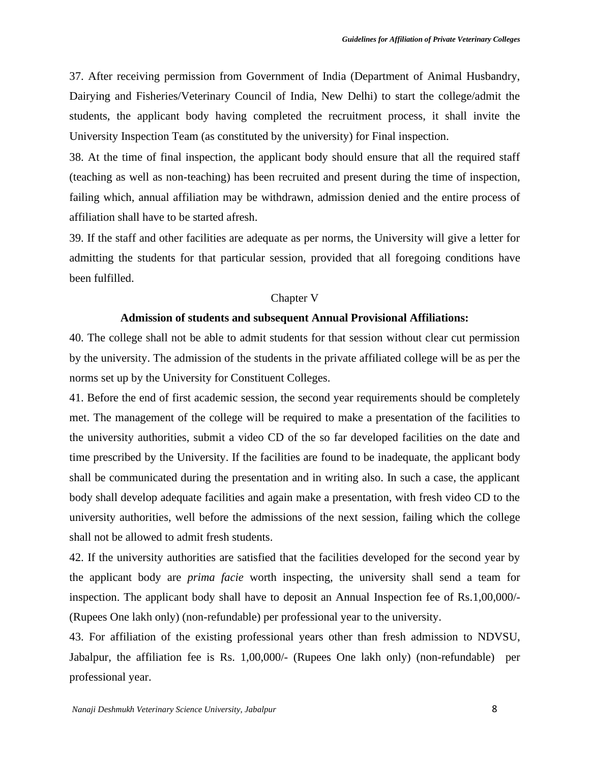37. After receiving permission from Government of India (Department of Animal Husbandry, Dairying and Fisheries/Veterinary Council of India, New Delhi) to start the college/admit the students, the applicant body having completed the recruitment process, it shall invite the University Inspection Team (as constituted by the university) for Final inspection.

38. At the time of final inspection, the applicant body should ensure that all the required staff (teaching as well as non-teaching) has been recruited and present during the time of inspection, failing which, annual affiliation may be withdrawn, admission denied and the entire process of affiliation shall have to be started afresh.

39. If the staff and other facilities are adequate as per norms, the University will give a letter for admitting the students for that particular session, provided that all foregoing conditions have been fulfilled.

## Chapter V

### Admission of students and subsequent Annual Provisional Affiliations:

40. The college shall not be able to admit students for that session without clear cut permission by the university. The admission of the students in the private affiliated college will be as per the norms set up by the University for Constituent Colleges.

41. Before the end of first academic session, the second year requirements should be completely met. The management of the college will be required to make a presentation of the facilities to the university authorities, submit a video CD of the so far developed facilities on the date and time prescribed by the University. If the facilities are found to be inadequate, the applicant body shall be communicated during the presentation and in writing also. In such a case, the applicant body shall develop adequate facilities and again make a presentation, with fresh video CD to the university authorities, well before the admissions of the next session, failing which the college shall not be allowed to admit fresh students.

42. If the university authorities are satisfied that the facilities developed for the second year by the applicant body are *prima facie* worth inspecting, the university shall send a team for inspection. The applicant body shall have to deposit an Annual Inspection fee of Rs.1,00,000/- (Rupees One lakh only) (non-refundable) per professional year to the university.

43. For affiliation of the existing professional years other than fresh admission to NDVSU, Jabalpur, the affiliation fee is Rs. 1,00,000/- (Rupees One lakh only) (non-refundable) per professional year.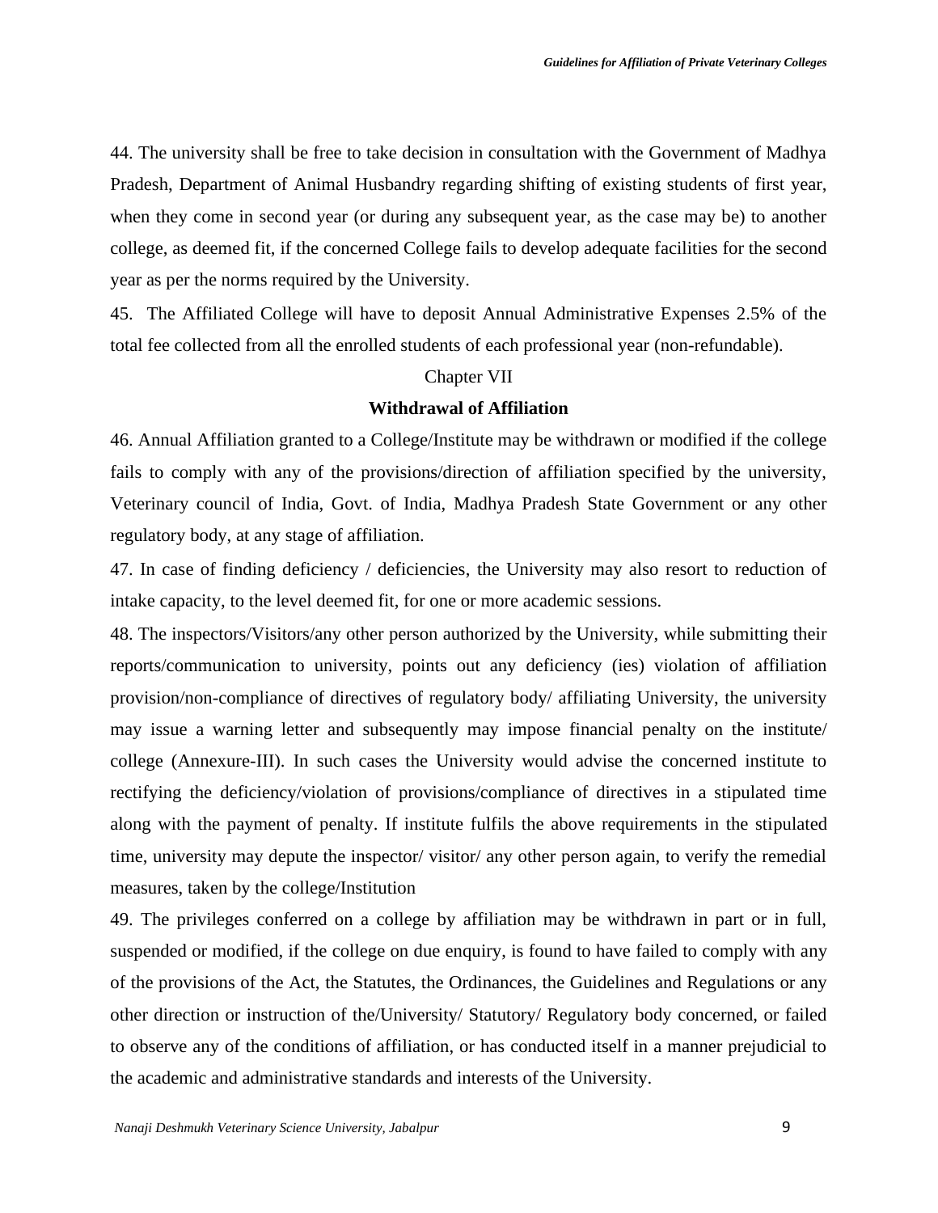44. The university shall be free to take decision in consultation with the Government of Madhya Pradesh, Department of Animal Husbandry regarding shifting of existing students of first year, when they come in second year (or during any subsequent year, as the case may be) to another college, as deemed fit, if the concerned College fails to develop adequate facilities for the second year as per the norms required by the University.

45. The Affiliated College will have to deposit Annual Administrative Expenses 2.5% of the total fee collected from all the enrolled students of each professional year (non-refundable).

## Chapter VII

## Withdrawal of Affiliation

46. Annual Affiliation granted to a College/Institute may be withdrawn or modified if the college fails to comply with any of the provisions/direction of affiliation specified by the university, Veterinary council of India, Govt. of India, Madhya Pradesh State Government or any other regulatory body, at any stage of affiliation.

47. In case of finding deficiency / deficiencies, the University may also resort to reduction of intake capacity, to the level deemed fit, for one or more academic sessions.

48. The inspectors/Visitors/any other person authorized by the University, while submitting their reports/communication to university, points out any deficiency (ies) violation of affiliation provision/non-compliance of directives of regulatory body/ affiliating University, the university may issue a warning letter and subsequently may impose financial penalty on the institute/ college (Annexure-III). In such cases the University would advise the concerned institute to rectifying the deficiency/violation of provisions/compliance of directives in a stipulated time along with the payment of penalty. If institute fulfils the above requirements in the stipulated time, university may depute the inspector/ visitor/ any other person again, to verify the remedial measures, taken by the college/Institution

49. The privileges conferred on a college by affiliation may be withdrawn in part or in full, suspended or modified, if the college on due enquiry, is found to have failed to comply with any of the provisions of the Act, the Statutes, the Ordinances, the Guidelines and Regulations or any other direction or instruction of the/University/ Statutory/ Regulatory body concerned, or failed to observe any of the conditions of affiliation, or has conducted itself in a manner prejudicial to the academic and administrative standards and interests of the University.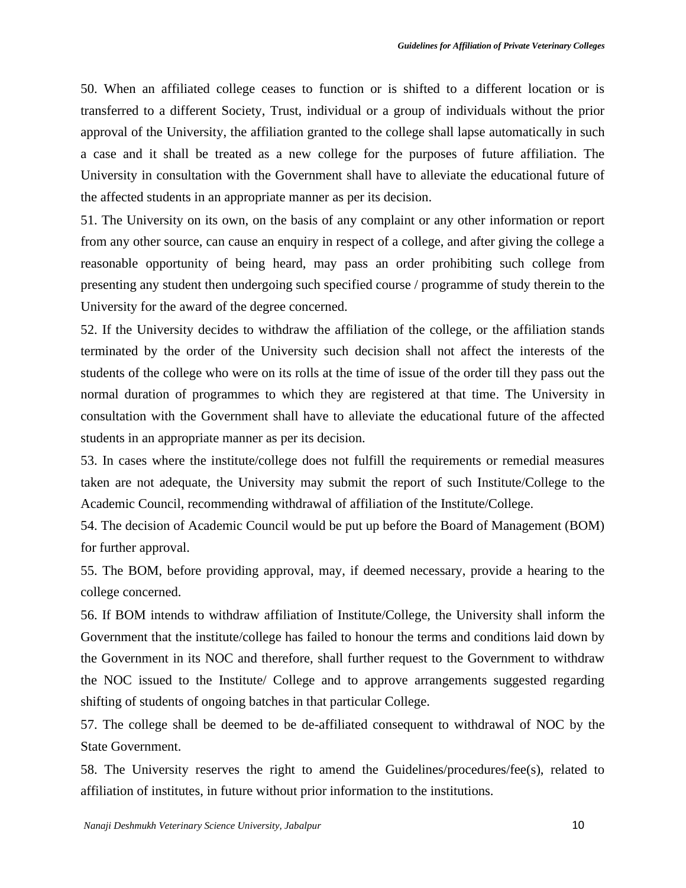50. When an affiliated college ceases to function or is shifted to a different location or is transferred to a different Society, Trust, individual or a group of individuals without the prior approval of the University, the affiliation granted to the college shall lapse automatically in such a case and it shall be treated as a new college for the purposes of future affiliation. The University in consultation with the Government shall have to alleviate the educational future of the affected students in an appropriate manner as per its decision.

51. The University on its own, on the basis of any complaint or any other information or report from any other source, can cause an enquiry in respect of a college, and after giving the college a reasonable opportunity of being heard, may pass an order prohibiting such college from presenting any student then undergoing such specified course / programme of study therein to the University for the award of the degree concerned.

52. If the University decides to withdraw the affiliation of the college, or the affiliation stands terminated by the order of the University such decision shall not affect the interests of the students of the college who were on its rolls at the time of issue of the order till they pass out the normal duration of programmes to which they are registered at that time. The University in consultation with the Government shall have to alleviate the educational future of the affected students in an appropriate manner as per its decision.

53. In cases where the institute/college does not fulfill the requirements or remedial measures taken are not adequate, the University may submit the report of such Institute/College to the Academic Council, recommending withdrawal of affiliation of the Institute/College.

54. The decision of Academic Council would be put up before the Board of Management (BOM) for further approval.

55. The BOM, before providing approval, may, if deemed necessary, provide a hearing to the college concerned.

56. If BOM intends to withdraw affiliation of Institute/College, the University shall inform the Government that the institute/college has failed to honour the terms and conditions laid down by the Government in its NOC and therefore, shall further request to the Government to withdraw the NOC issued to the Institute/ College and to approve arrangements suggested regarding shifting of students of ongoing batches in that particular College.

57. The college shall be deemed to be de-affiliated consequent to withdrawal of NOC by the State Government.

58. The University reserves the right to amend the Guidelines/procedures/fee(s), related to affiliation of institutes, in future without prior information to the institutions.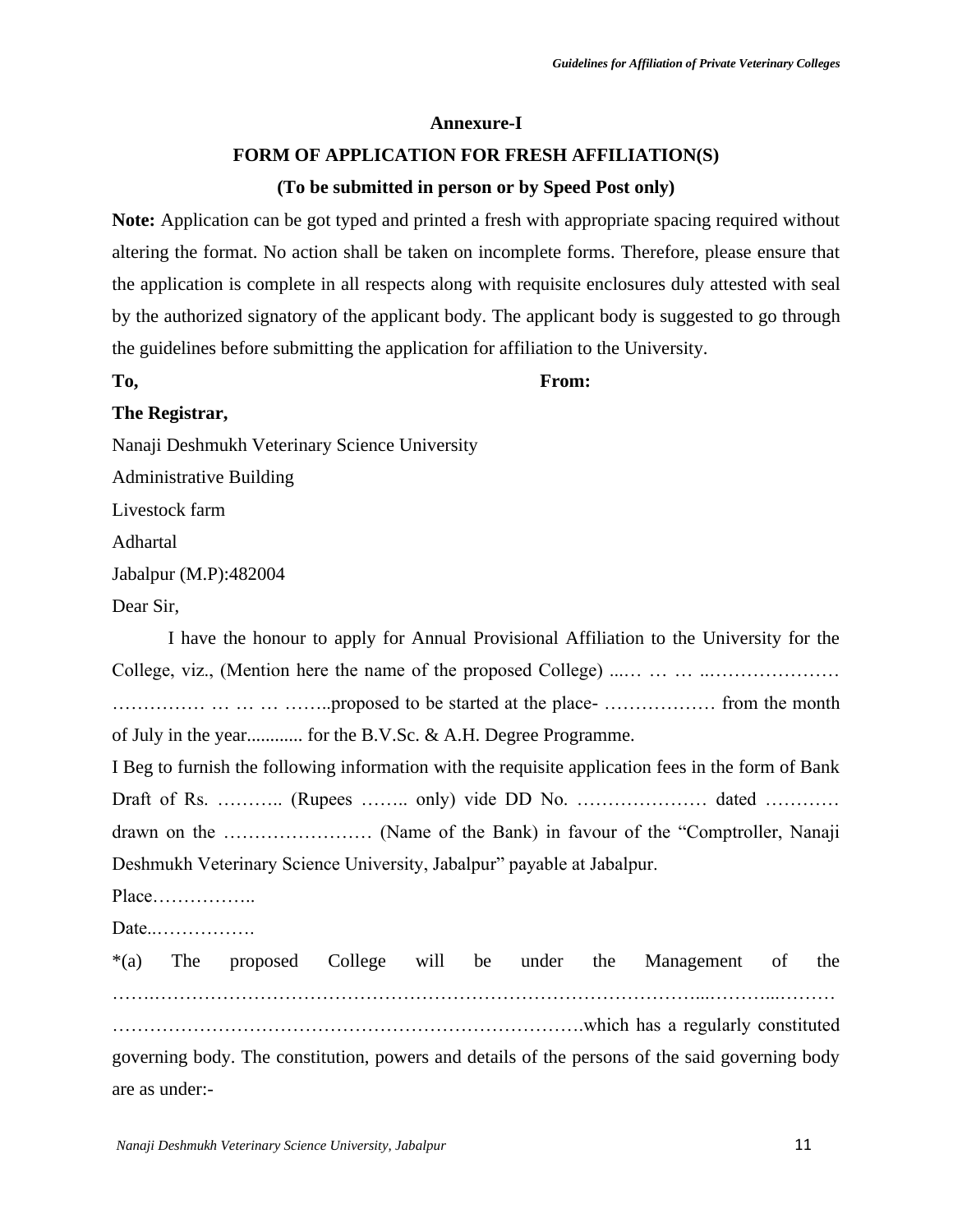**Annexure-I**

**FORM OF APPLICATION FOR FRESH AFFILIATION(S)**

**(To be submitted in person or by Speed Post only)**

**Note:** Application can be got typed and printed a fresh with appropriate spacing required without altering the format. No action shall be taken on incomplete forms. Therefore, please ensure that the application is complete in all respects along with requisite enclosures duly attested with seal by the authorized signatory of the applicant body. The applicant body is suggested to go through the guidelines before submitting the application for affiliation to the University.

**To,** **From:**

**The Registrar,**

Nanaji Deshmukh Veterinary Science University

Administrative Building

Livestock farm

Adhartal

Jabalpur (M.P):482004

Dear Sir,

I have the honour to apply for Annual Provisional Affiliation to the University for the College, viz., (Mention here the name of the proposed College) ...… … … ..………………… …………… … … … ……..proposed to be started at the place- ……………… from the month of July in the year............ for the B.V.Sc. & A.H. Degree Programme.

I Beg to furnish the following information with the requisite application fees in the form of Bank Draft of Rs. ……….. (Rupees …….. only) vide DD No. ………………… dated ………… drawn on the …………………… (Name of the Bank) in favour of the "Comptroller, Nanaji Deshmukh Veterinary Science University, Jabalpur" payable at Jabalpur.

Place……………..

Date..…………….

*(a) The proposed College will be under the Management of the …….…………………………………………………………………………...………..……… ………………………………………………………………….which has a regularly constituted governing body. The constitution, powers and details of the persons of the said governing body are as under:-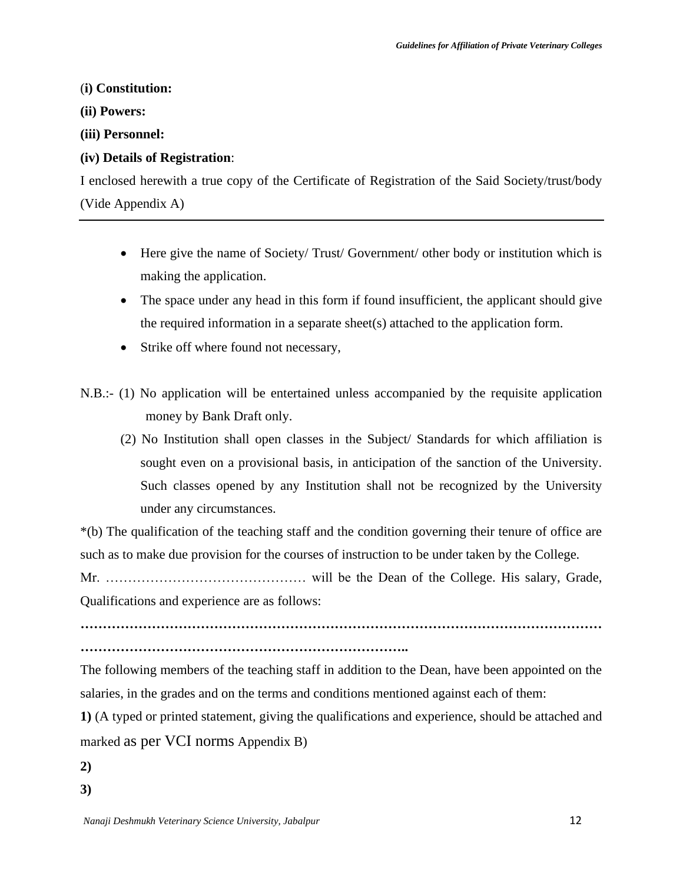(**i) Constitution:**

**(ii) Powers:**

**(iii) Personnel:**

**(iv) Details of Registration**:

I enclosed herewith a true copy of the Certificate of Registration of the Said Society/trust/body (Vide Appendix A)

---

- Here give the name of Society/ Trust/ Government/ other body or institution which is making the application.
- The space under any head in this form if found insufficient, the applicant should give the required information in a separate sheet(s) attached to the application form.
- Strike off where found not necessary,

N.B.:- (1) No application will be entertained unless accompanied by the requisite application money by Bank Draft only.

(2) No Institution shall open classes in the Subject/ Standards for which affiliation is sought even on a provisional basis, in anticipation of the sanction of the University. Such classes opened by any Institution shall not be recognized by the University under any circumstances.

*(b) The qualification of the teaching staff and the condition governing their tenure of office are such as to make due provision for the courses of instruction to be under taken by the College.

Mr. ……………………………………… will be the Dean of the College. His salary, Grade, Qualifications and experience are as follows:

**………………………………………………………………………………………………………**

**………………………………………………………………..**

The following members of the teaching staff in addition to the Dean, have been appointed on the salaries, in the grades and on the terms and conditions mentioned against each of them:

**1)** (A typed or printed statement, giving the qualifications and experience, should be attached and marked as per VCI norms Appendix B)

**2)**

**3)**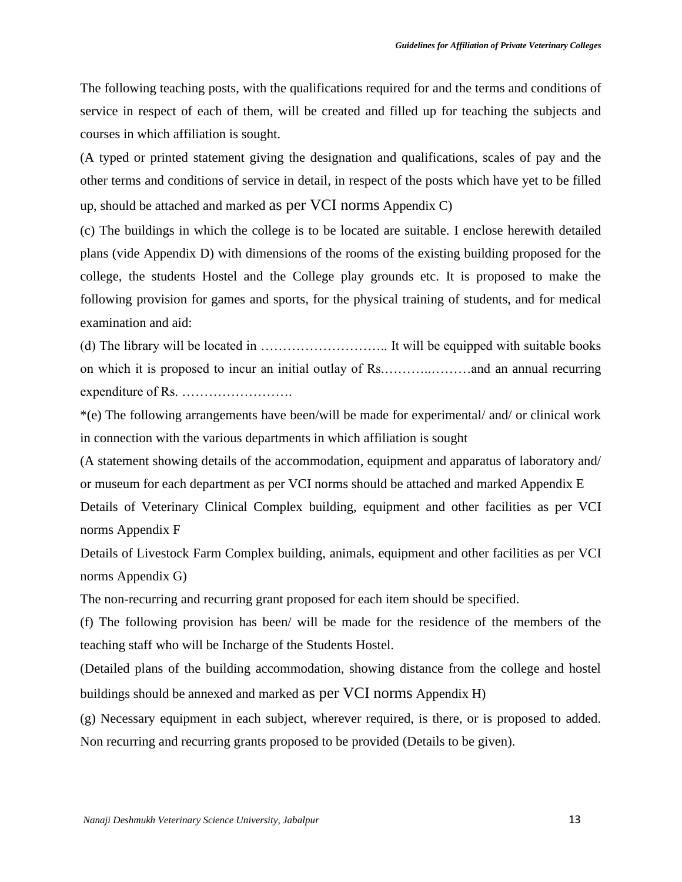The following teaching posts, with the qualifications required for and the terms and conditions of service in respect of each of them, will be created and filled up for teaching the subjects and courses in which affiliation is sought.

(A typed or printed statement giving the designation and qualifications, scales of pay and the other terms and conditions of service in detail, in respect of the posts which have yet to be filled up, should be attached and marked as per VCI norms Appendix C)

(c) The buildings in which the college is to be located are suitable. I enclose herewith detailed plans (vide Appendix D) with dimensions of the rooms of the existing building proposed for the college, the students Hostel and the College play grounds etc. It is proposed to make the following provision for games and sports, for the physical training of students, and for medical examination and aid:

(d) The library will be located in ……………………….. It will be equipped with suitable books on which it is proposed to incur an initial outlay of Rs.………..………and an annual recurring expenditure of Rs. …………………….

*(e) The following arrangements have been/will be made for experimental/ and/ or clinical work in connection with the various departments in which affiliation is sought

(A statement showing details of the accommodation, equipment and apparatus of laboratory and/ or museum for each department as per VCI norms should be attached and marked Appendix E

Details of Veterinary Clinical Complex building, equipment and other facilities as per VCI norms Appendix F

Details of Livestock Farm Complex building, animals, equipment and other facilities as per VCI norms Appendix G)

The non-recurring and recurring grant proposed for each item should be specified.

(f) The following provision has been/ will be made for the residence of the members of the teaching staff who will be Incharge of the Students Hostel.

(Detailed plans of the building accommodation, showing distance from the college and hostel buildings should be annexed and marked as per VCI norms Appendix H)

(g) Necessary equipment in each subject, wherever required, is there, or is proposed to added. Non recurring and recurring grants proposed to be provided (Details to be given).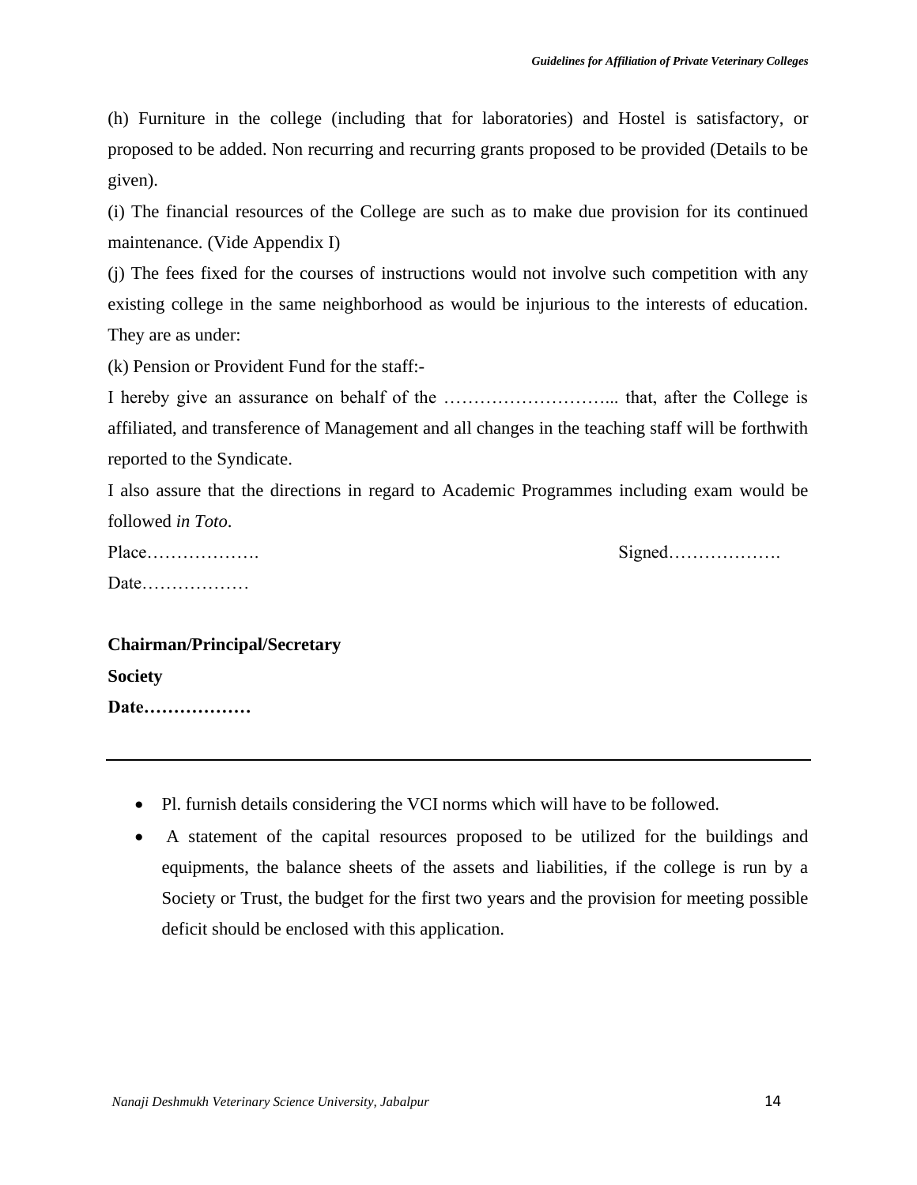(h) Furniture in the college (including that for laboratories) and Hostel is satisfactory, or proposed to be added. Non recurring and recurring grants proposed to be provided (Details to be given).

(i) The financial resources of the College are such as to make due provision for its continued maintenance. (Vide Appendix I)

(j) The fees fixed for the courses of instructions would not involve such competition with any existing college in the same neighborhood as would be injurious to the interests of education. They are as under:

(k) Pension or Provident Fund for the staff:-

I hereby give an assurance on behalf of the ……………………….. that, after the College is affiliated, and transference of Management and all changes in the teaching staff will be forthwith reported to the Syndicate.

I also assure that the directions in regard to Academic Programmes including exam would be followed *in Toto*.

Place……………….                                                                      Signed……………….

Date………………

**Chairman/Principal/Secretary**

**Society**

**Date………………**

---

- Pl. furnish details considering the VCI norms which will have to be followed.
- A statement of the capital resources proposed to be utilized for the buildings and equipments, the balance sheets of the assets and liabilities, if the college is run by a Society or Trust, the budget for the first two years and the provision for meeting possible deficit should be enclosed with this application.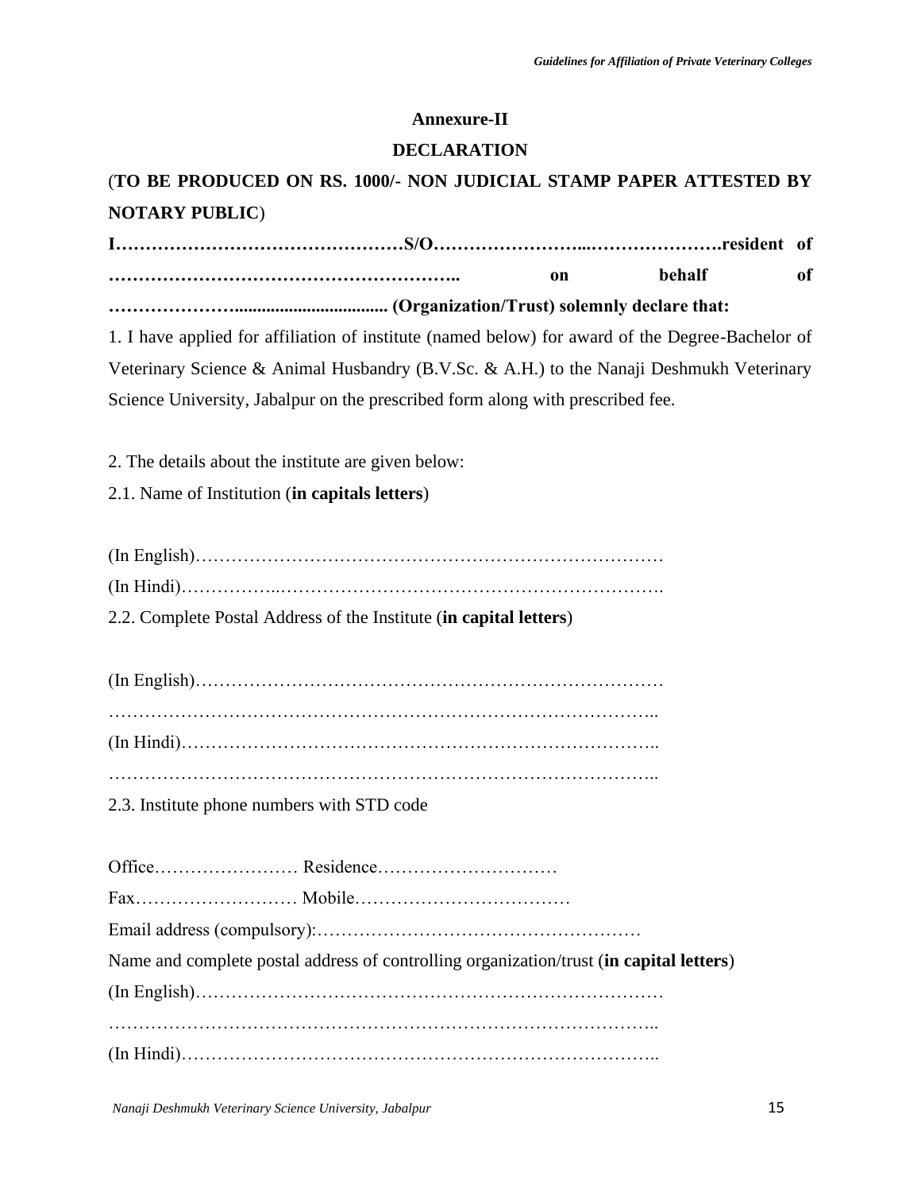## Annexure-II

## DECLARATION

(**TO BE PRODUCED ON RS. 1000/- NON JUDICIAL STAMP PAPER ATTESTED BY NOTARY PUBLIC**)

**I………………………………………S/O……………………...………………….resident of ……………………………………………….. on behalf of …………………................................ (Organization/Trust) solemnly declare that:**

1. I have applied for affiliation of institute (named below) for award of the Degree-Bachelor of Veterinary Science & Animal Husbandry (B.V.Sc. & A.H.) to the Nanaji Deshmukh Veterinary Science University, Jabalpur on the prescribed form along with prescribed fee.

2. The details about the institute are given below:

2.1. Name of Institution (**in capitals letters**)

(In English)…………………………………………………………………

(In Hindi)……………..……………………………………………………….

2.2. Complete Postal Address of the Institute (**in capital letters**)

(In English)…………………………………………………………………

……………………………………………………………………………..

(In Hindi)……………………………………………………………………..

……………………………………………………………………………..

2.3. Institute phone numbers with STD code

Office…………………… Residence…………………………

Fax……………………… Mobile………………………………

Email address (compulsory):……………………………………………

Name and complete postal address of controlling organization/trust (**in capital letters**)

(In English)…………………………………………………………………

……………………………………………………………………………..

(In Hindi)……………………………………………………………………..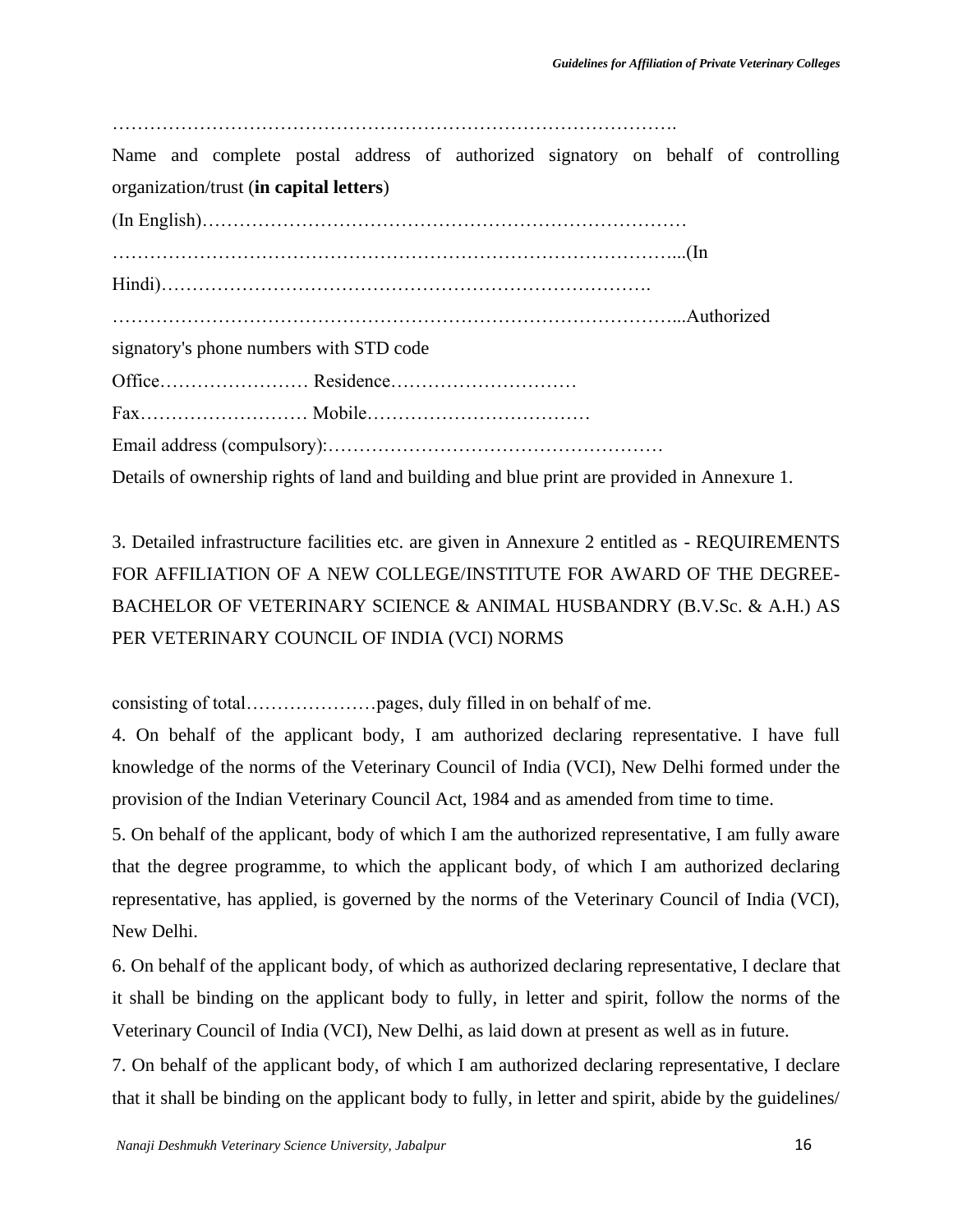……………………………………………………………………………….

Name and complete postal address of authorized signatory on behalf of controlling organization/trust (**in capital letters**)

(In English)……………………………………………………………………

……………………………………………………………………………...(In Hindi)…………………………………………………………………….

……………………………………………………………………………...Authorized signatory's phone numbers with STD code

Office…………………… Residence…………………………

Fax……………………… Mobile………………………………

Email address (compulsory):………………………………………………

Details of ownership rights of land and building and blue print are provided in Annexure 1.

3. Detailed infrastructure facilities etc. are given in Annexure 2 entitled as - REQUIREMENTS FOR AFFILIATION OF A NEW COLLEGE/INSTITUTE FOR AWARD OF THE DEGREE-BACHELOR OF VETERINARY SCIENCE & ANIMAL HUSBANDRY (B.V.Sc. & A.H.) AS PER VETERINARY COUNCIL OF INDIA (VCI) NORMS

consisting of total…………………pages, duly filled in on behalf of me.

4. On behalf of the applicant body, I am authorized declaring representative. I have full knowledge of the norms of the Veterinary Council of India (VCI), New Delhi formed under the provision of the Indian Veterinary Council Act, 1984 and as amended from time to time.

5. On behalf of the applicant, body of which I am the authorized representative, I am fully aware that the degree programme, to which the applicant body, of which I am authorized declaring representative, has applied, is governed by the norms of the Veterinary Council of India (VCI), New Delhi.

6. On behalf of the applicant body, of which as authorized declaring representative, I declare that it shall be binding on the applicant body to fully, in letter and spirit, follow the norms of the Veterinary Council of India (VCI), New Delhi, as laid down at present as well as in future.

7. On behalf of the applicant body, of which I am authorized declaring representative, I declare that it shall be binding on the applicant body to fully, in letter and spirit, abide by the guidelines/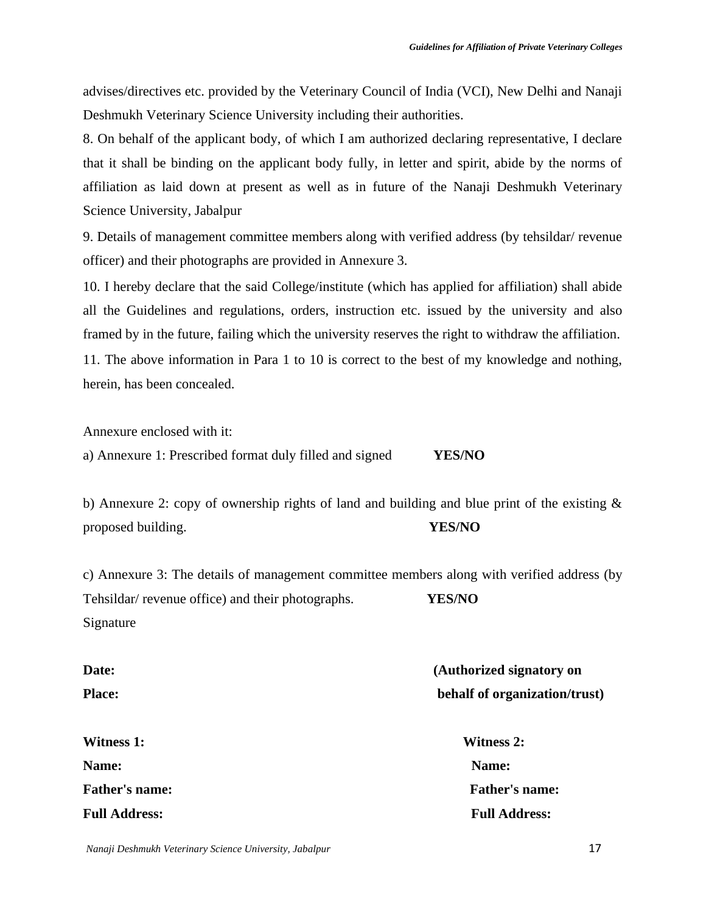advises/directives etc. provided by the Veterinary Council of India (VCI), New Delhi and Nanaji Deshmukh Veterinary Science University including their authorities.

8. On behalf of the applicant body, of which I am authorized declaring representative, I declare that it shall be binding on the applicant body fully, in letter and spirit, abide by the norms of affiliation as laid down at present as well as in future of the Nanaji Deshmukh Veterinary Science University, Jabalpur

9. Details of management committee members along with verified address (by tehsildar/ revenue officer) and their photographs are provided in Annexure 3.

10. I hereby declare that the said College/institute (which has applied for affiliation) shall abide all the Guidelines and regulations, orders, instruction etc. issued by the university and also framed by in the future, failing which the university reserves the right to withdraw the affiliation.

11. The above information in Para 1 to 10 is correct to the best of my knowledge and nothing, herein, has been concealed.

Annexure enclosed with it:

a) Annexure 1: Prescribed format duly filled and signed **YES/NO**

b) Annexure 2: copy of ownership rights of land and building and blue print of the existing & proposed building. **YES/NO**

c) Annexure 3: The details of management committee members along with verified address (by Tehsildar/ revenue office) and their photographs. **YES/NO**

Signature

**Date:**

**Place:**

**(Authorized signatory on behalf of organization/trust)**

**Witness 1:**

**Name:**

**Father's name:**

**Full Address:**

**Witness 2:**

**Name:**

**Father's name:**

**Full Address:**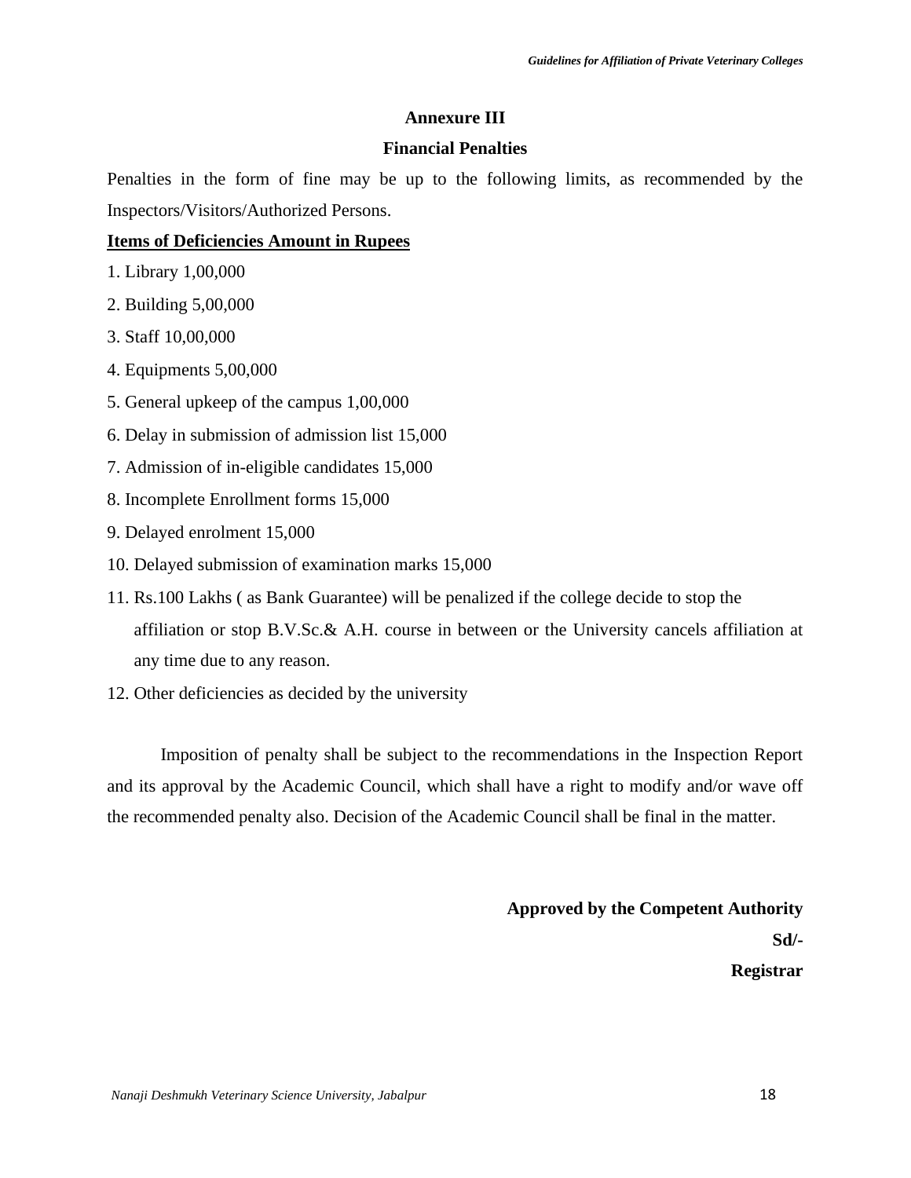## Annexure III

## Financial Penalties

Penalties in the form of fine may be up to the following limits, as recommended by the Inspectors/Visitors/Authorized Persons.

**Items of Deficiencies Amount in Rupees**

1. Library 1,00,000
2. Building 5,00,000
3. Staff 10,00,000
4. Equipments 5,00,000
5. General upkeep of the campus 1,00,000
6. Delay in submission of admission list 15,000
7. Admission of in-eligible candidates 15,000
8. Incomplete Enrollment forms 15,000
9. Delayed enrolment 15,000
10. Delayed submission of examination marks 15,000
11. Rs.100 Lakhs ( as Bank Guarantee) will be penalized if the college decide to stop the affiliation or stop B.V.Sc.& A.H. course in between or the University cancels affiliation at any time due to any reason.
12. Other deficiencies as decided by the university

Imposition of penalty shall be subject to the recommendations in the Inspection Report and its approval by the Academic Council, which shall have a right to modify and/or wave off the recommended penalty also. Decision of the Academic Council shall be final in the matter.

**Approved by the Competent Authority**

**Sd/-**

**Registrar**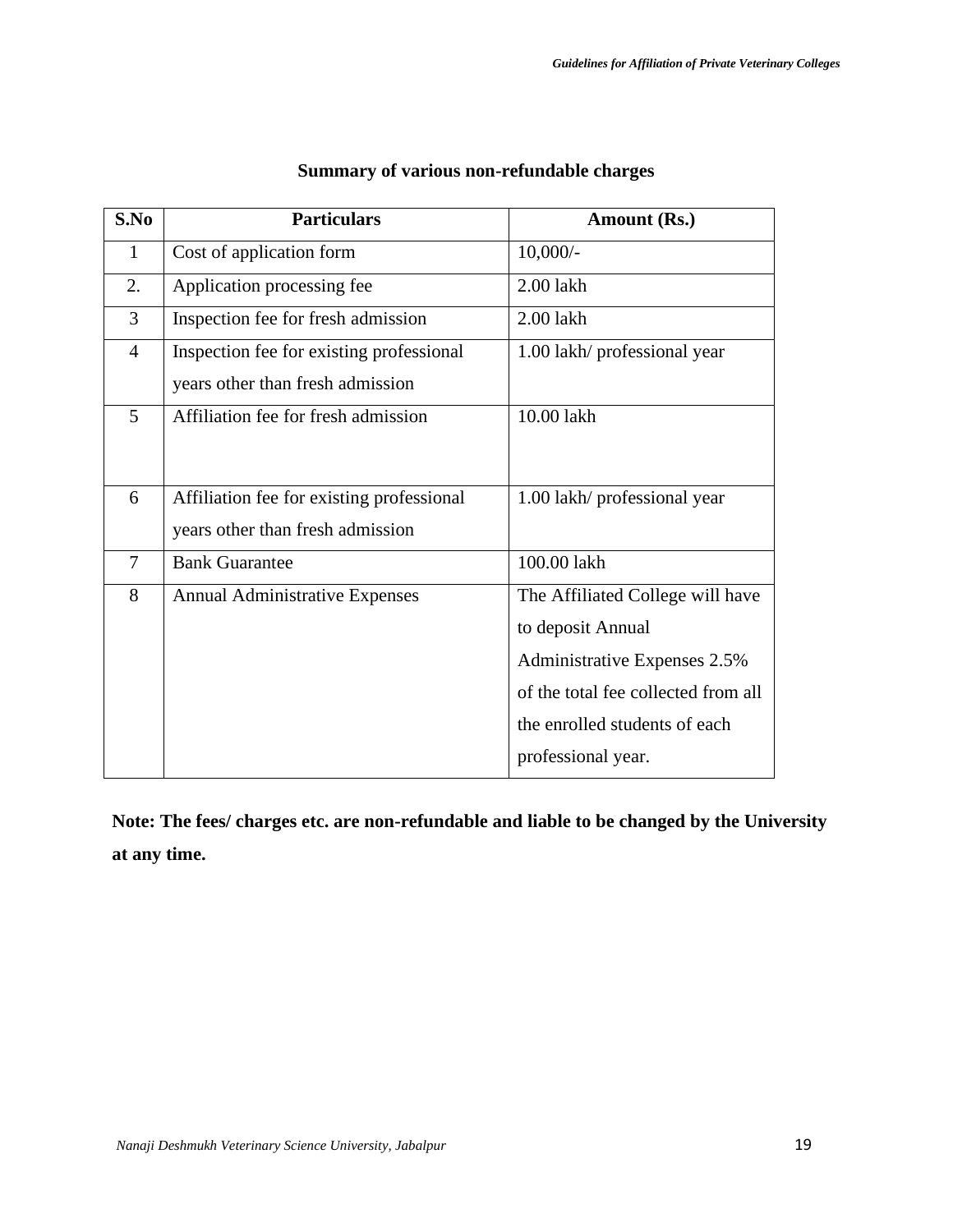## Summary of various non-refundable charges

| S.No | Particulars | Amount (Rs.) |
|---|---|---|
| 1 | Cost of application form | 10,000/- |
| 2. | Application processing fee | 2.00 lakh |
| 3 | Inspection fee for fresh admission | 2.00 lakh |
| 4 | Inspection fee for existing professional years other than fresh admission | 1.00 lakh/ professional year |
| 5 | Affiliation fee for fresh admission | 10.00 lakh |
| 6 | Affiliation fee for existing professional years other than fresh admission | 1.00 lakh/ professional year |
| 7 | Bank Guarantee | 100.00 lakh |
| 8 | Annual Administrative Expenses | The Affiliated College will have to deposit Annual Administrative Expenses 2.5% of the total fee collected from all the enrolled students of each professional year. |

**Note: The fees/ charges etc. are non-refundable and liable to be changed by the University at any time.**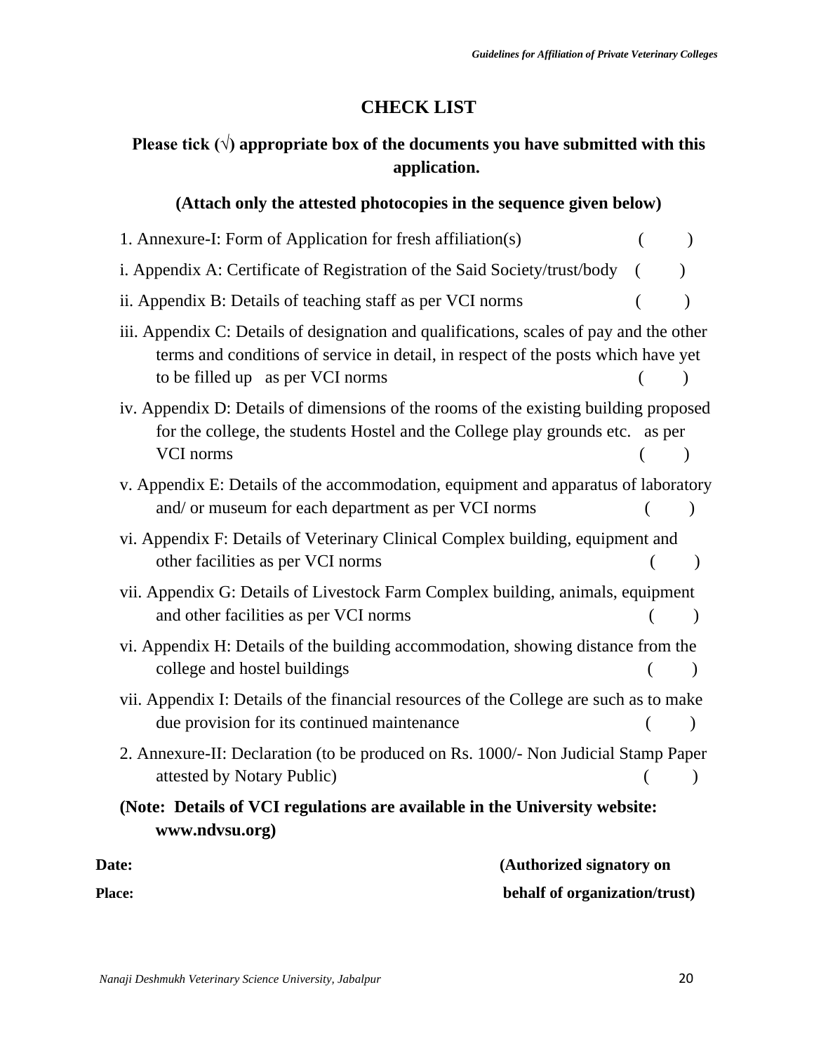## CHECK LIST

**Please tick (√) appropriate box of the documents you have submitted with this application.**

**(Attach only the attested photocopies in the sequence given below)**

1. Annexure-I: Form of Application for fresh affiliation(s) ( )

i. Appendix A: Certificate of Registration of the Said Society/trust/body ( )

ii. Appendix B: Details of teaching staff as per VCI norms ( )

iii. Appendix C: Details of designation and qualifications, scales of pay and the other terms and conditions of service in detail, in respect of the posts which have yet to be filled up as per VCI norms ( )

iv. Appendix D: Details of dimensions of the rooms of the existing building proposed for the college, the students Hostel and the College play grounds etc. as per VCI norms ( )

v. Appendix E: Details of the accommodation, equipment and apparatus of laboratory and/ or museum for each department as per VCI norms ( )

vi. Appendix F: Details of Veterinary Clinical Complex building, equipment and other facilities as per VCI norms ( )

vii. Appendix G: Details of Livestock Farm Complex building, animals, equipment and other facilities as per VCI norms ( )

vi. Appendix H: Details of the building accommodation, showing distance from the college and hostel buildings ( )

vii. Appendix I: Details of the financial resources of the College are such as to make due provision for its continued maintenance ( )

2. Annexure-II: Declaration (to be produced on Rs. 1000/- Non Judicial Stamp Paper attested by Notary Public) ( )

**(Note: Details of VCI regulations are available in the University website: www.ndvsu.org)**

**Date:** **(Authorized signatory on**

**Place:** **behalf of organization/trust)**